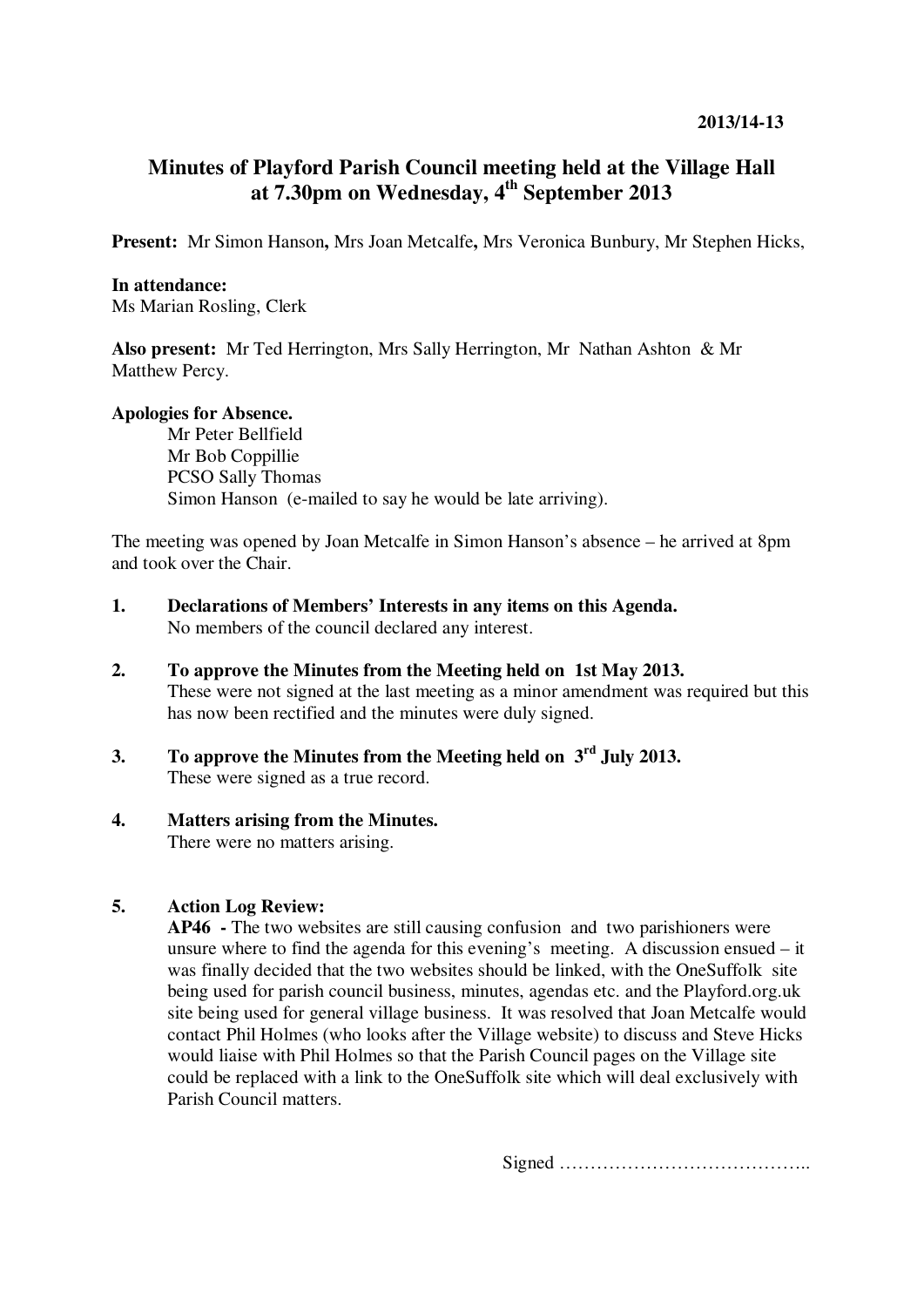2013/14-13

# Minutes of Playford Parish Council meeting held at the Village Hall at 7.30pm on Wednesday, 4th September 2013

**Present:** Mr Simon Hanson**,** Mrs Joan Metcalfe**,** Mrs Veronica Bunbury, Mr Stephen Hicks,

**In attendance:**
Ms Marian Rosling, Clerk

**Also present:** Mr Ted Herrington, Mrs Sally Herrington, Mr Nathan Ashton & Mr Matthew Percy.

**Apologies for Absence.**

Mr Peter Bellfield
Mr Bob Coppillie
PCSO Sally Thomas
Simon Hanson (e-mailed to say he would be late arriving).

The meeting was opened by Joan Metcalfe in Simon Hanson's absence – he arrived at 8pm and took over the Chair.

1. **Declarations of Members' Interests in any items on this Agenda.**
   No members of the council declared any interest.

2. **To approve the Minutes from the Meeting held on 1st May 2013.**
   These were not signed at the last meeting as a minor amendment was required but this has now been rectified and the minutes were duly signed.

3. **To approve the Minutes from the Meeting held on 3rd July 2013.**
   These were signed as a true record.

4. **Matters arising from the Minutes.**
   There were no matters arising.

5. **Action Log Review:**
   **AP46 -** The two websites are still causing confusion and two parishioners were unsure where to find the agenda for this evening's meeting. A discussion ensued – it was finally decided that the two websites should be linked, with the OneSuffolk site being used for parish council business, minutes, agendas etc. and the Playford.org.uk site being used for general village business. It was resolved that Joan Metcalfe would contact Phil Holmes (who looks after the Village website) to discuss and Steve Hicks would liaise with Phil Holmes so that the Parish Council pages on the Village site could be replaced with a link to the OneSuffolk site which will deal exclusively with Parish Council matters.

Signed …………………………………..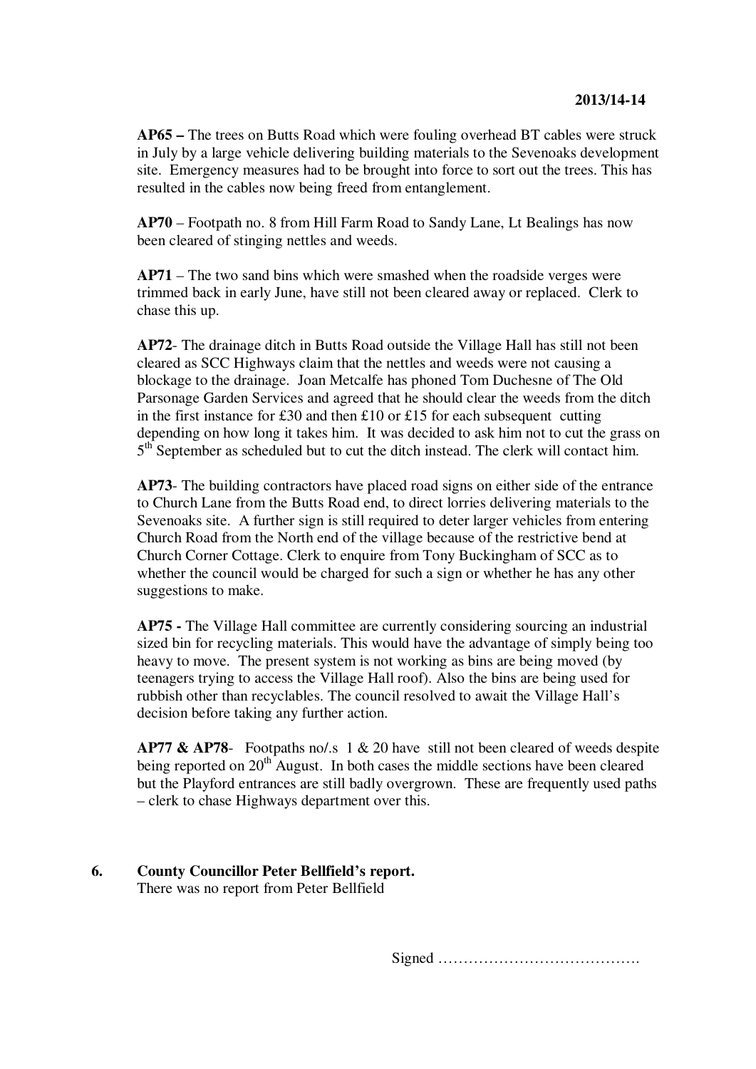**AP65 –** The trees on Butts Road which were fouling overhead BT cables were struck in July by a large vehicle delivering building materials to the Sevenoaks development site. Emergency measures had to be brought into force to sort out the trees. This has resulted in the cables now being freed from entanglement.

**AP70** – Footpath no. 8 from Hill Farm Road to Sandy Lane, Lt Bealings has now been cleared of stinging nettles and weeds.

**AP71** – The two sand bins which were smashed when the roadside verges were trimmed back in early June, have still not been cleared away or replaced. Clerk to chase this up.

**AP72**- The drainage ditch in Butts Road outside the Village Hall has still not been cleared as SCC Highways claim that the nettles and weeds were not causing a blockage to the drainage. Joan Metcalfe has phoned Tom Duchesne of The Old Parsonage Garden Services and agreed that he should clear the weeds from the ditch in the first instance for £30 and then £10 or £15 for each subsequent cutting depending on how long it takes him. It was decided to ask him not to cut the grass on 5th September as scheduled but to cut the ditch instead. The clerk will contact him.

**AP73**- The building contractors have placed road signs on either side of the entrance to Church Lane from the Butts Road end, to direct lorries delivering materials to the Sevenoaks site. A further sign is still required to deter larger vehicles from entering Church Road from the North end of the village because of the restrictive bend at Church Corner Cottage. Clerk to enquire from Tony Buckingham of SCC as to whether the council would be charged for such a sign or whether he has any other suggestions to make.

**AP75 -** The Village Hall committee are currently considering sourcing an industrial sized bin for recycling materials. This would have the advantage of simply being too heavy to move. The present system is not working as bins are being moved (by teenagers trying to access the Village Hall roof). Also the bins are being used for rubbish other than recyclables. The council resolved to await the Village Hall's decision before taking any further action.

**AP77 & AP78**- Footpaths no/.s 1 & 20 have still not been cleared of weeds despite being reported on 20th August. In both cases the middle sections have been cleared but the Playford entrances are still badly overgrown. These are frequently used paths – clerk to chase Highways department over this.

**6. County Councillor Peter Bellfield's report.**

There was no report from Peter Bellfield

Signed ………………………………….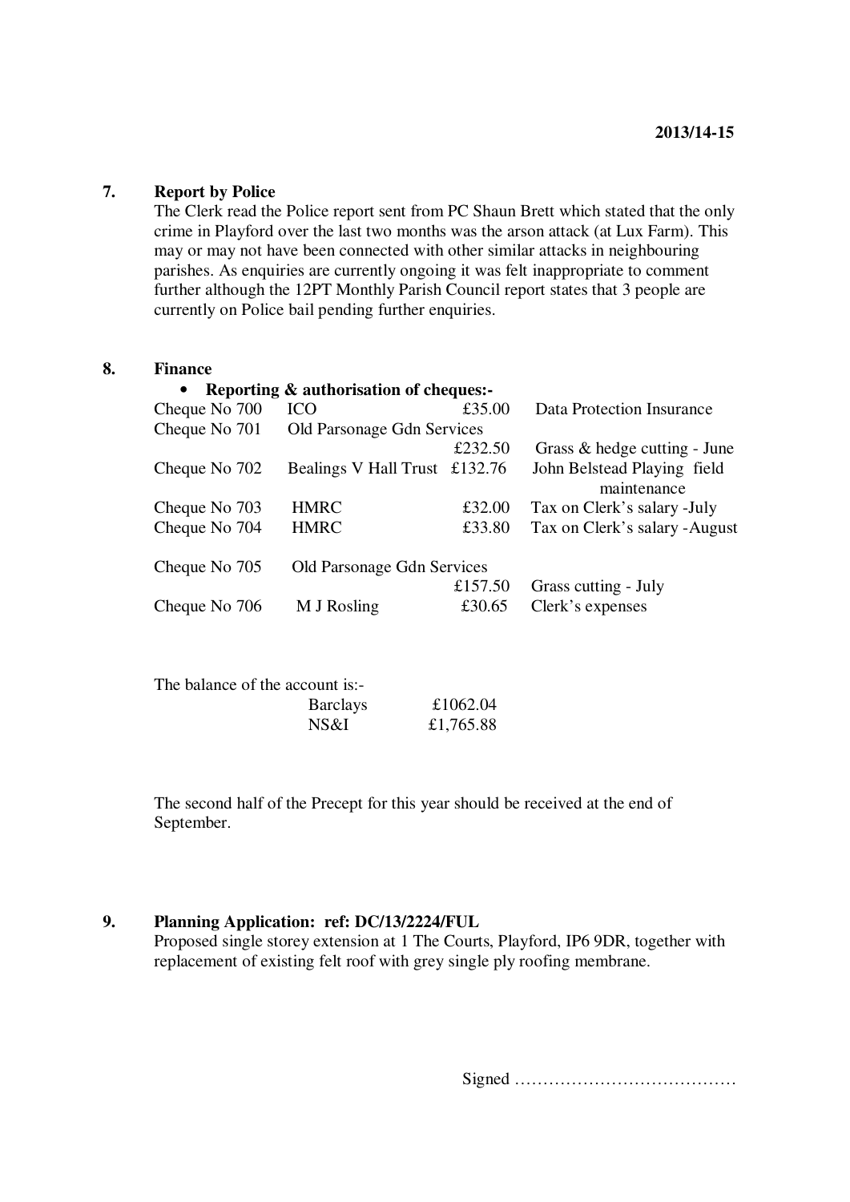**2013/14-15**

## 7. Report by Police

The Clerk read the Police report sent from PC Shaun Brett which stated that the only crime in Playford over the last two months was the arson attack (at Lux Farm). This may or may not have been connected with other similar attacks in neighbouring parishes. As enquiries are currently ongoing it was felt inappropriate to comment further although the 12PT Monthly Parish Council report states that 3 people are currently on Police bail pending further enquiries.

## 8. Finance

- **Reporting & authorisation of cheques:-**

| Cheque | Payee | Amount | Description |
|---|---|---|---|
| Cheque No 700 | ICO | £35.00 | Data Protection Insurance |
| Cheque No 701 | Old Parsonage Gdn Services | £232.50 | Grass & hedge cutting - June |
| Cheque No 702 | Bealings V Hall Trust | £132.76 | John Belstead Playing field maintenance |
| Cheque No 703 | HMRC | £32.00 | Tax on Clerk's salary -July |
| Cheque No 704 | HMRC | £33.80 | Tax on Clerk's salary -August |
| Cheque No 705 | Old Parsonage Gdn Services | £157.50 | Grass cutting - July |
| Cheque No 706 | M J Rosling | £30.65 | Clerk's expenses |

The balance of the account is:-

| | |
|---|---|
| Barclays | £1062.04 |
| NS&I | £1,765.88 |

The second half of the Precept for this year should be received at the end of September.

## 9. Planning Application: ref: DC/13/2224/FUL

Proposed single storey extension at 1 The Courts, Playford, IP6 9DR, together with replacement of existing felt roof with grey single ply roofing membrane.

Signed …………………………………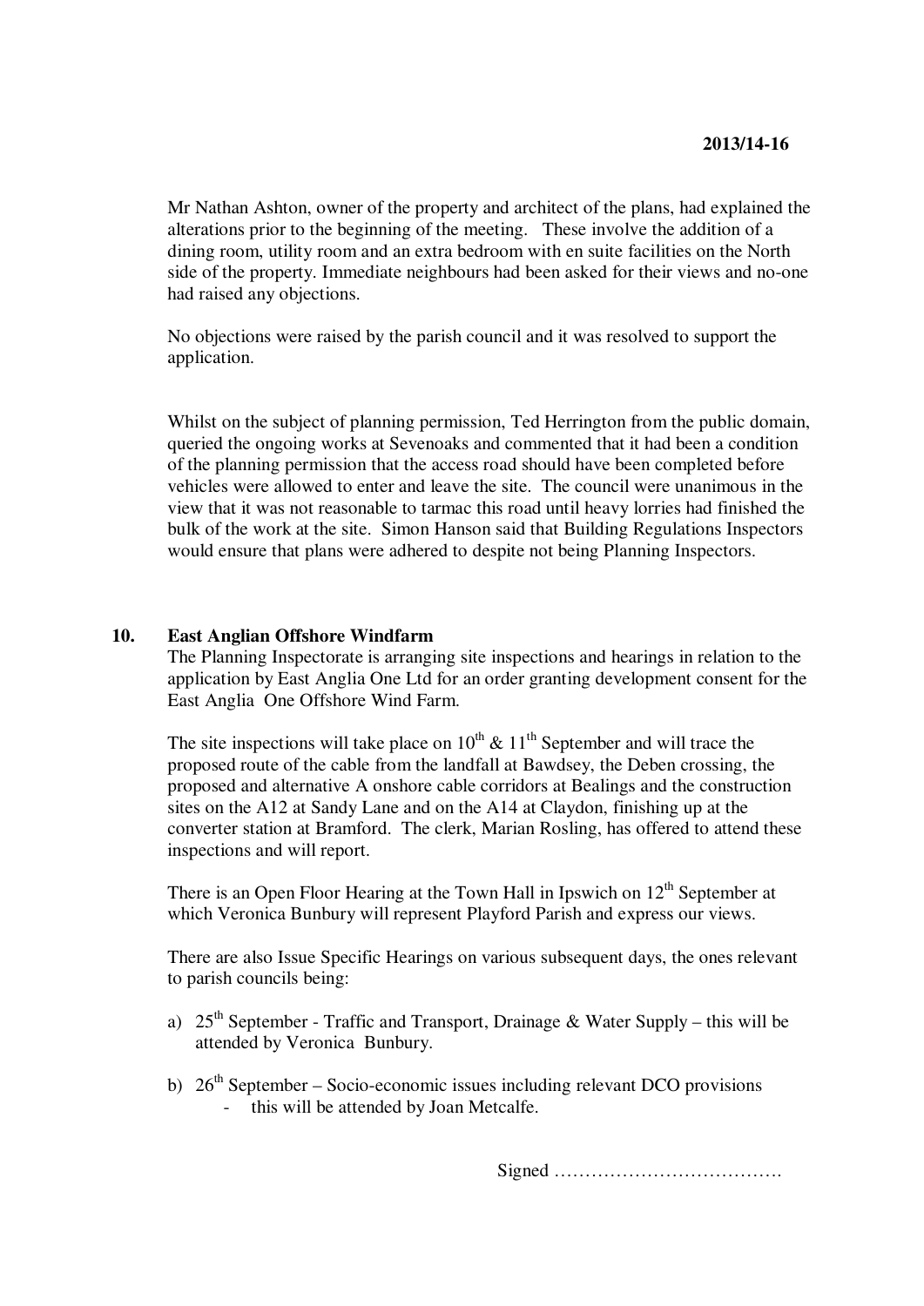**2013/14-16**

Mr Nathan Ashton, owner of the property and architect of the plans, had explained the alterations prior to the beginning of the meeting. These involve the addition of a dining room, utility room and an extra bedroom with en suite facilities on the North side of the property. Immediate neighbours had been asked for their views and no-one had raised any objections.

No objections were raised by the parish council and it was resolved to support the application.

Whilst on the subject of planning permission, Ted Herrington from the public domain, queried the ongoing works at Sevenoaks and commented that it had been a condition of the planning permission that the access road should have been completed before vehicles were allowed to enter and leave the site. The council were unanimous in the view that it was not reasonable to tarmac this road until heavy lorries had finished the bulk of the work at the site. Simon Hanson said that Building Regulations Inspectors would ensure that plans were adhered to despite not being Planning Inspectors.

**10. East Anglian Offshore Windfarm**

The Planning Inspectorate is arranging site inspections and hearings in relation to the application by East Anglia One Ltd for an order granting development consent for the East Anglia One Offshore Wind Farm.

The site inspections will take place on 10th & 11th September and will trace the proposed route of the cable from the landfall at Bawdsey, the Deben crossing, the proposed and alternative A onshore cable corridors at Bealings and the construction sites on the A12 at Sandy Lane and on the A14 at Claydon, finishing up at the converter station at Bramford. The clerk, Marian Rosling, has offered to attend these inspections and will report.

There is an Open Floor Hearing at the Town Hall in Ipswich on 12th September at which Veronica Bunbury will represent Playford Parish and express our views.

There are also Issue Specific Hearings on various subsequent days, the ones relevant to parish councils being:

a) 25th September - Traffic and Transport, Drainage & Water Supply – this will be attended by Veronica Bunbury.

b) 26th September – Socio-economic issues including relevant DCO provisions
   - this will be attended by Joan Metcalfe.

Signed ……………………………….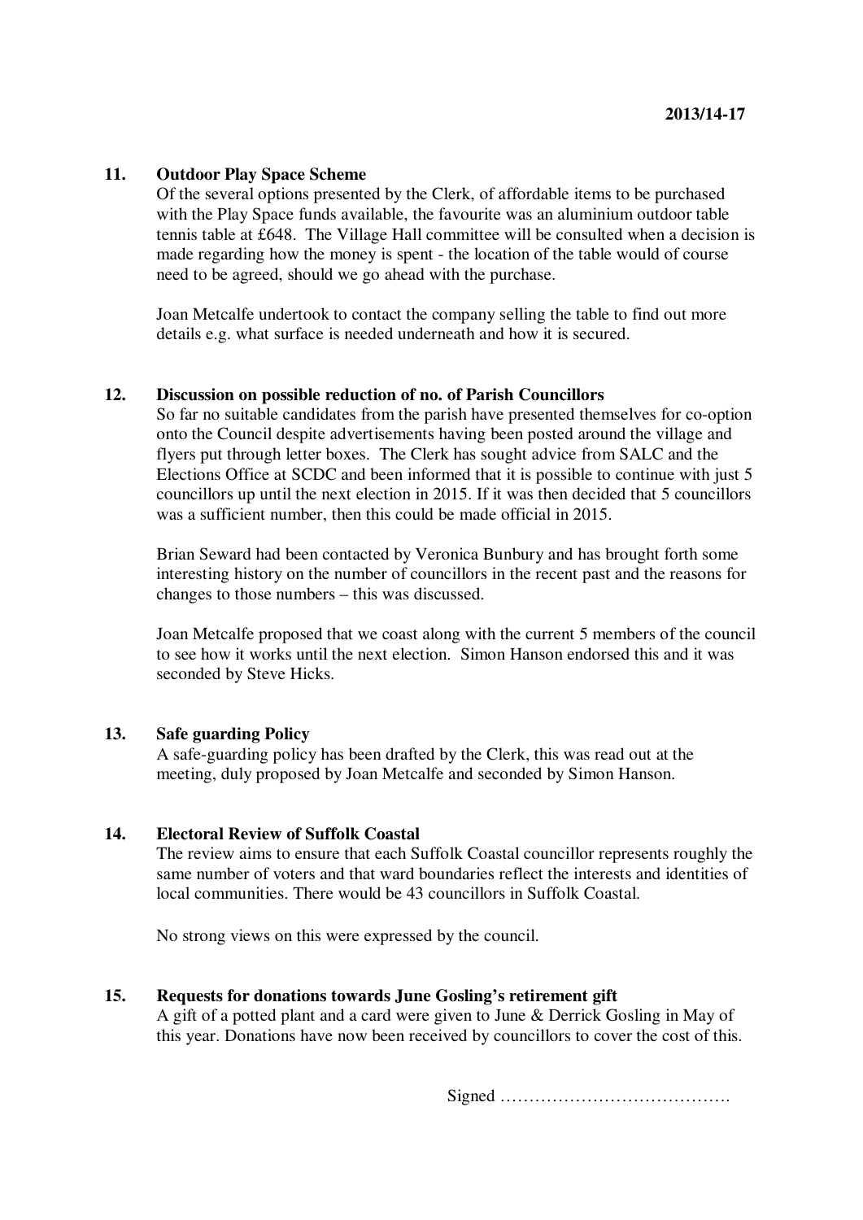## 11. Outdoor Play Space Scheme

Of the several options presented by the Clerk, of affordable items to be purchased with the Play Space funds available, the favourite was an aluminium outdoor table tennis table at £648. The Village Hall committee will be consulted when a decision is made regarding how the money is spent - the location of the table would of course need to be agreed, should we go ahead with the purchase.

Joan Metcalfe undertook to contact the company selling the table to find out more details e.g. what surface is needed underneath and how it is secured.

## 12. Discussion on possible reduction of no. of Parish Councillors

So far no suitable candidates from the parish have presented themselves for co-option onto the Council despite advertisements having been posted around the village and flyers put through letter boxes. The Clerk has sought advice from SALC and the Elections Office at SCDC and been informed that it is possible to continue with just 5 councillors up until the next election in 2015. If it was then decided that 5 councillors was a sufficient number, then this could be made official in 2015.

Brian Seward had been contacted by Veronica Bunbury and has brought forth some interesting history on the number of councillors in the recent past and the reasons for changes to those numbers – this was discussed.

Joan Metcalfe proposed that we coast along with the current 5 members of the council to see how it works until the next election. Simon Hanson endorsed this and it was seconded by Steve Hicks.

## 13. Safe guarding Policy

A safe-guarding policy has been drafted by the Clerk, this was read out at the meeting, duly proposed by Joan Metcalfe and seconded by Simon Hanson.

## 14. Electoral Review of Suffolk Coastal

The review aims to ensure that each Suffolk Coastal councillor represents roughly the same number of voters and that ward boundaries reflect the interests and identities of local communities. There would be 43 councillors in Suffolk Coastal.

No strong views on this were expressed by the council.

## 15. Requests for donations towards June Gosling's retirement gift

A gift of a potted plant and a card were given to June & Derrick Gosling in May of this year. Donations have now been received by councillors to cover the cost of this.

Signed ………………………………….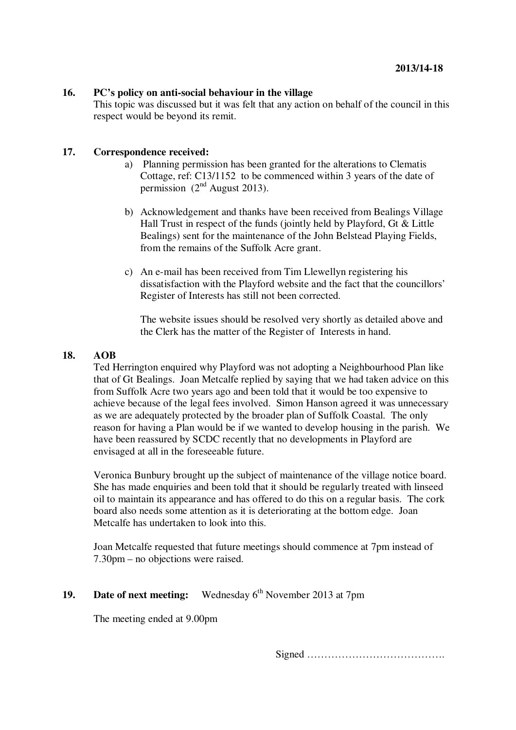**2013/14-18**

**16. PC's policy on anti-social behaviour in the village**

This topic was discussed but it was felt that any action on behalf of the council in this respect would be beyond its remit.

**17. Correspondence received:**

a) Planning permission has been granted for the alterations to Clematis Cottage, ref: C13/1152 to be commenced within 3 years of the date of permission (2nd August 2013).

b) Acknowledgement and thanks have been received from Bealings Village Hall Trust in respect of the funds (jointly held by Playford, Gt & Little Bealings) sent for the maintenance of the John Belstead Playing Fields, from the remains of the Suffolk Acre grant.

c) An e-mail has been received from Tim Llewellyn registering his dissatisfaction with the Playford website and the fact that the councillors' Register of Interests has still not been corrected.

The website issues should be resolved very shortly as detailed above and the Clerk has the matter of the Register of Interests in hand.

**18. AOB**

Ted Herrington enquired why Playford was not adopting a Neighbourhood Plan like that of Gt Bealings. Joan Metcalfe replied by saying that we had taken advice on this from Suffolk Acre two years ago and been told that it would be too expensive to achieve because of the legal fees involved. Simon Hanson agreed it was unnecessary as we are adequately protected by the broader plan of Suffolk Coastal. The only reason for having a Plan would be if we wanted to develop housing in the parish. We have been reassured by SCDC recently that no developments in Playford are envisaged at all in the foreseeable future.

Veronica Bunbury brought up the subject of maintenance of the village notice board. She has made enquiries and been told that it should be regularly treated with linseed oil to maintain its appearance and has offered to do this on a regular basis. The cork board also needs some attention as it is deteriorating at the bottom edge. Joan Metcalfe has undertaken to look into this.

Joan Metcalfe requested that future meetings should commence at 7pm instead of 7.30pm – no objections were raised.

**19. Date of next meeting:** Wednesday 6th November 2013 at 7pm

The meeting ended at 9.00pm

Signed ………………………………….